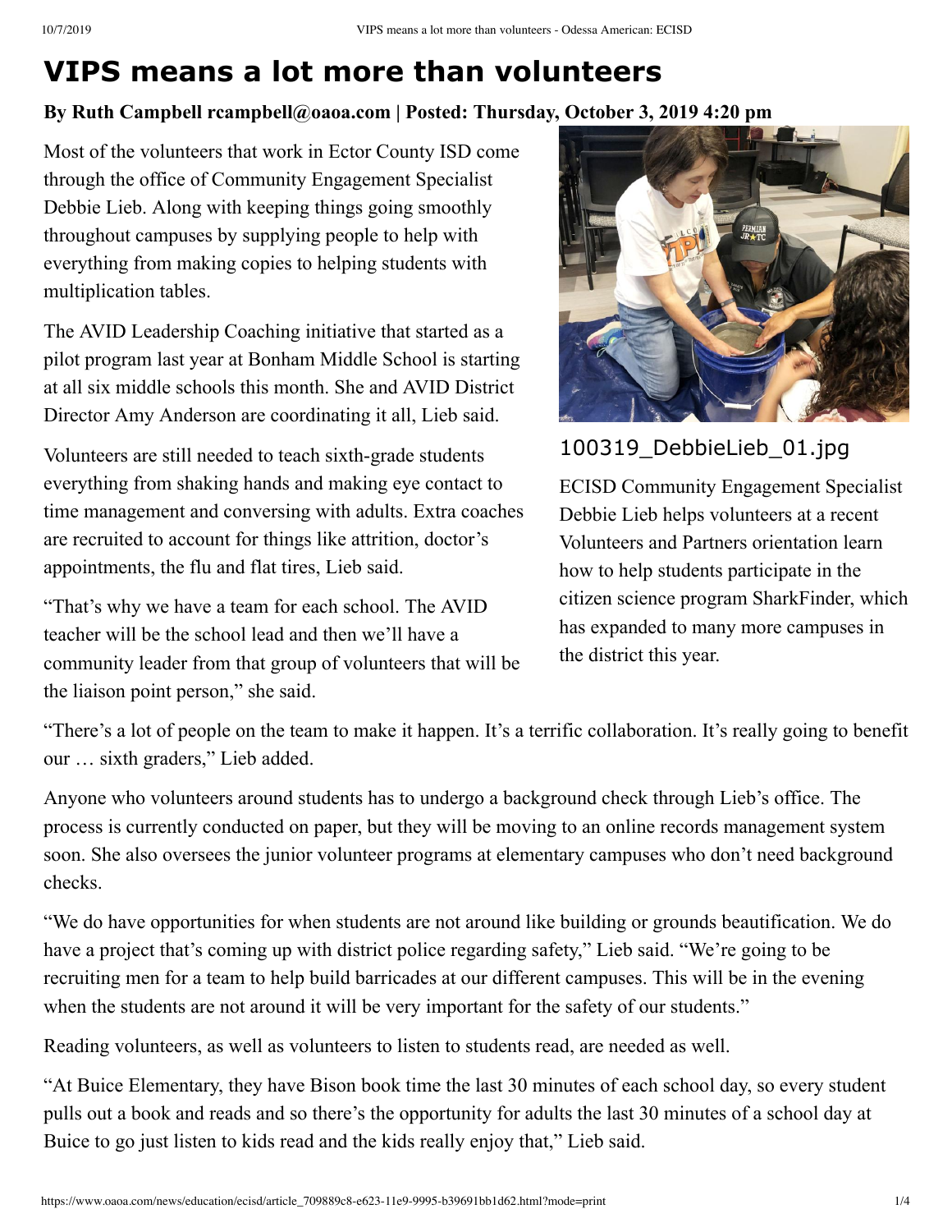# VIPS means a lot more than volunteers

**By Ruth Campbell rcampbell@oaoa.com | Posted: Thursday, October 3, 2019 4:20 pm**

Most of the volunteers that work in Ector County ISD come through the office of Community Engagement Specialist Debbie Lieb. Along with keeping things going smoothly throughout campuses by supplying people to help with everything from making copies to helping students with multiplication tables.

The AVID Leadership Coaching initiative that started as a pilot program last year at Bonham Middle School is starting at all six middle schools this month. She and AVID District Director Amy Anderson are coordinating it all, Lieb said.

Volunteers are still needed to teach sixth-grade students everything from shaking hands and making eye contact to time management and conversing with adults. Extra coaches are recruited to account for things like attrition, doctor's appointments, the flu and flat tires, Lieb said.

"That's why we have a team for each school. The AVID teacher will be the school lead and then we'll have a community leader from that group of volunteers that will be the liaison point person," she said.

100319_DebbieLieb_01.jpg

ECISD Community Engagement Specialist Debbie Lieb helps volunteers at a recent Volunteers and Partners orientation learn how to help students participate in the citizen science program SharkFinder, which has expanded to many more campuses in the district this year.

"There's a lot of people on the team to make it happen. It's a terrific collaboration. It's really going to benefit our … sixth graders," Lieb added.

Anyone who volunteers around students has to undergo a background check through Lieb's office. The process is currently conducted on paper, but they will be moving to an online records management system soon. She also oversees the junior volunteer programs at elementary campuses who don't need background checks.

"We do have opportunities for when students are not around like building or grounds beautification. We do have a project that's coming up with district police regarding safety," Lieb said. "We're going to be recruiting men for a team to help build barricades at our different campuses. This will be in the evening when the students are not around it will be very important for the safety of our students."

Reading volunteers, as well as volunteers to listen to students read, are needed as well.

"At Buice Elementary, they have Bison book time the last 30 minutes of each school day, so every student pulls out a book and reads and so there's the opportunity for adults the last 30 minutes of a school day at Buice to go just listen to kids read and the kids really enjoy that," Lieb said.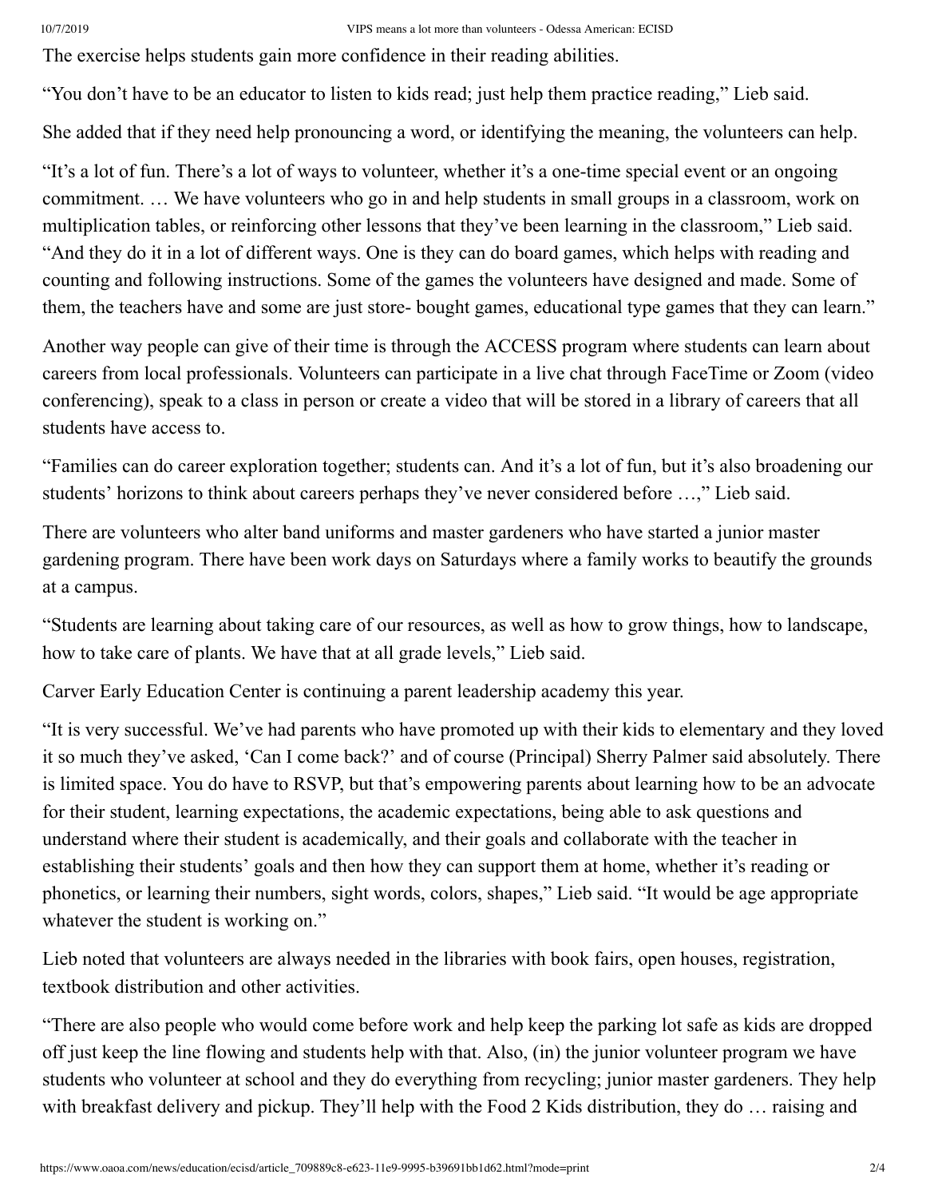The exercise helps students gain more confidence in their reading abilities.

"You don't have to be an educator to listen to kids read; just help them practice reading," Lieb said.

She added that if they need help pronouncing a word, or identifying the meaning, the volunteers can help.

"It's a lot of fun. There's a lot of ways to volunteer, whether it's a one-time special event or an ongoing commitment. … We have volunteers who go in and help students in small groups in a classroom, work on multiplication tables, or reinforcing other lessons that they've been learning in the classroom," Lieb said. "And they do it in a lot of different ways. One is they can do board games, which helps with reading and counting and following instructions. Some of the games the volunteers have designed and made. Some of them, the teachers have and some are just store- bought games, educational type games that they can learn."

Another way people can give of their time is through the ACCESS program where students can learn about careers from local professionals. Volunteers can participate in a live chat through FaceTime or Zoom (video conferencing), speak to a class in person or create a video that will be stored in a library of careers that all students have access to.

"Families can do career exploration together; students can. And it's a lot of fun, but it's also broadening our students' horizons to think about careers perhaps they've never considered before …," Lieb said.

There are volunteers who alter band uniforms and master gardeners who have started a junior master gardening program. There have been work days on Saturdays where a family works to beautify the grounds at a campus.

"Students are learning about taking care of our resources, as well as how to grow things, how to landscape, how to take care of plants. We have that at all grade levels," Lieb said.

Carver Early Education Center is continuing a parent leadership academy this year.

"It is very successful. We've had parents who have promoted up with their kids to elementary and they loved it so much they've asked, 'Can I come back?' and of course (Principal) Sherry Palmer said absolutely. There is limited space. You do have to RSVP, but that's empowering parents about learning how to be an advocate for their student, learning expectations, the academic expectations, being able to ask questions and understand where their student is academically, and their goals and collaborate with the teacher in establishing their students' goals and then how they can support them at home, whether it's reading or phonetics, or learning their numbers, sight words, colors, shapes," Lieb said. "It would be age appropriate whatever the student is working on."

Lieb noted that volunteers are always needed in the libraries with book fairs, open houses, registration, textbook distribution and other activities.

"There are also people who would come before work and help keep the parking lot safe as kids are dropped off just keep the line flowing and students help with that. Also, (in) the junior volunteer program we have students who volunteer at school and they do everything from recycling; junior master gardeners. They help with breakfast delivery and pickup. They'll help with the Food 2 Kids distribution, they do … raising and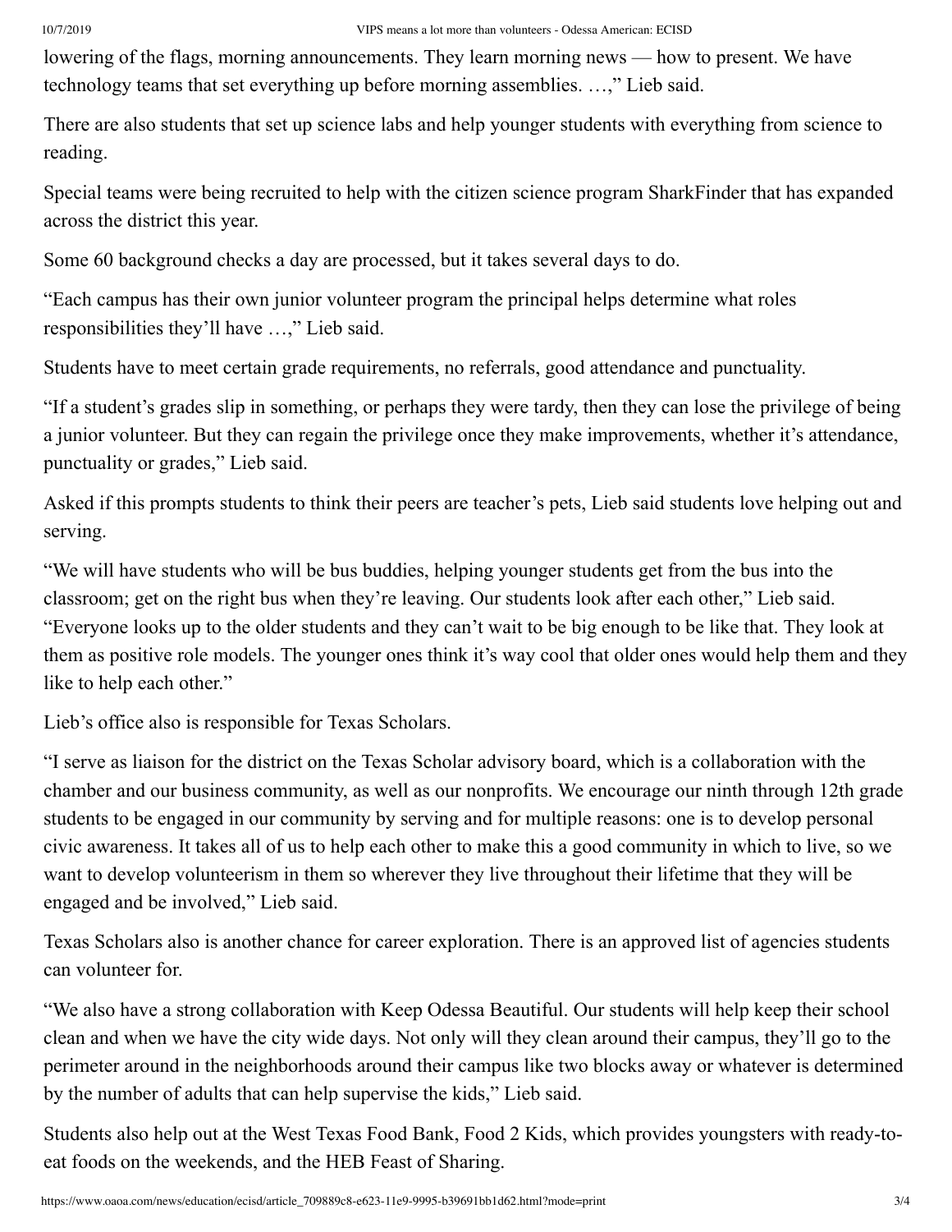lowering of the flags, morning announcements. They learn morning news — how to present. We have technology teams that set everything up before morning assemblies. …," Lieb said.

There are also students that set up science labs and help younger students with everything from science to reading.

Special teams were being recruited to help with the citizen science program SharkFinder that has expanded across the district this year.

Some 60 background checks a day are processed, but it takes several days to do.

"Each campus has their own junior volunteer program the principal helps determine what roles responsibilities they'll have …," Lieb said.

Students have to meet certain grade requirements, no referrals, good attendance and punctuality.

"If a student's grades slip in something, or perhaps they were tardy, then they can lose the privilege of being a junior volunteer. But they can regain the privilege once they make improvements, whether it's attendance, punctuality or grades," Lieb said.

Asked if this prompts students to think their peers are teacher's pets, Lieb said students love helping out and serving.

"We will have students who will be bus buddies, helping younger students get from the bus into the classroom; get on the right bus when they're leaving. Our students look after each other," Lieb said. "Everyone looks up to the older students and they can't wait to be big enough to be like that. They look at them as positive role models. The younger ones think it's way cool that older ones would help them and they like to help each other."

Lieb's office also is responsible for Texas Scholars.

"I serve as liaison for the district on the Texas Scholar advisory board, which is a collaboration with the chamber and our business community, as well as our nonprofits. We encourage our ninth through 12th grade students to be engaged in our community by serving and for multiple reasons: one is to develop personal civic awareness. It takes all of us to help each other to make this a good community in which to live, so we want to develop volunteerism in them so wherever they live throughout their lifetime that they will be engaged and be involved," Lieb said.

Texas Scholars also is another chance for career exploration. There is an approved list of agencies students can volunteer for.

"We also have a strong collaboration with Keep Odessa Beautiful. Our students will help keep their school clean and when we have the city wide days. Not only will they clean around their campus, they'll go to the perimeter around in the neighborhoods around their campus like two blocks away or whatever is determined by the number of adults that can help supervise the kids," Lieb said.

Students also help out at the West Texas Food Bank, Food 2 Kids, which provides youngsters with ready-to-eat foods on the weekends, and the HEB Feast of Sharing.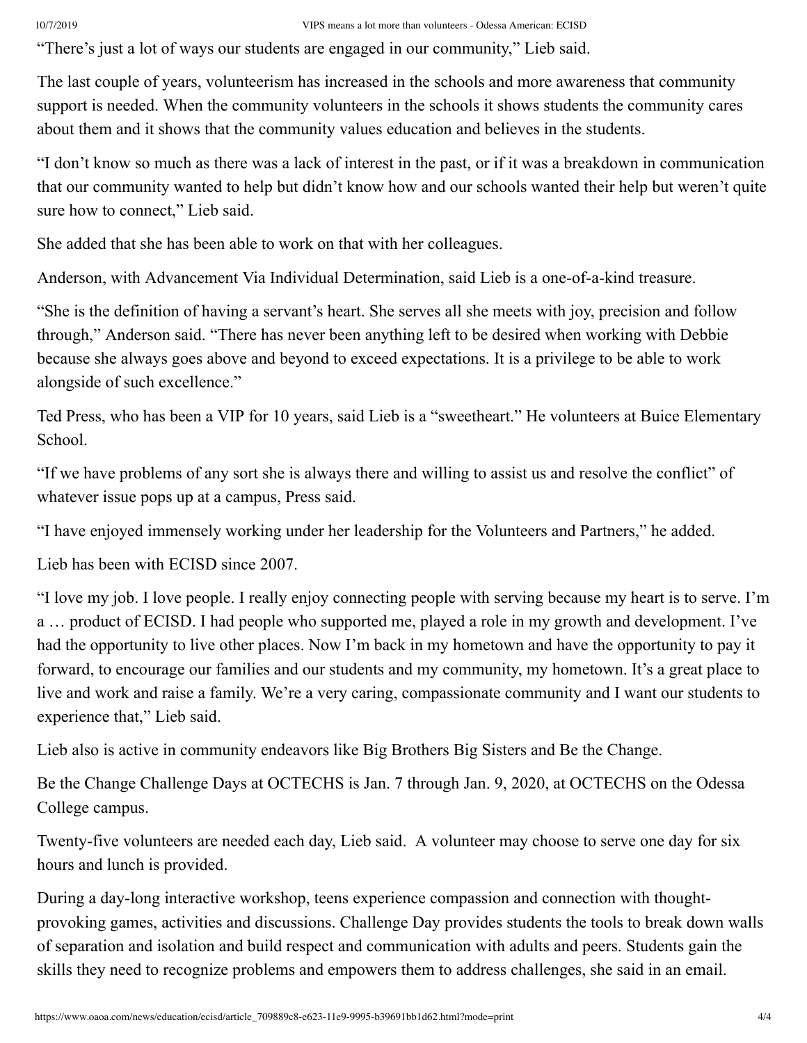"There's just a lot of ways our students are engaged in our community," Lieb said.

The last couple of years, volunteerism has increased in the schools and more awareness that community support is needed. When the community volunteers in the schools it shows students the community cares about them and it shows that the community values education and believes in the students.

"I don't know so much as there was a lack of interest in the past, or if it was a breakdown in communication that our community wanted to help but didn't know how and our schools wanted their help but weren't quite sure how to connect," Lieb said.

She added that she has been able to work on that with her colleagues.

Anderson, with Advancement Via Individual Determination, said Lieb is a one-of-a-kind treasure.

"She is the definition of having a servant's heart. She serves all she meets with joy, precision and follow through," Anderson said. "There has never been anything left to be desired when working with Debbie because she always goes above and beyond to exceed expectations. It is a privilege to be able to work alongside of such excellence."

Ted Press, who has been a VIP for 10 years, said Lieb is a "sweetheart." He volunteers at Buice Elementary School.

"If we have problems of any sort she is always there and willing to assist us and resolve the conflict" of whatever issue pops up at a campus, Press said.

"I have enjoyed immensely working under her leadership for the Volunteers and Partners," he added.

Lieb has been with ECISD since 2007.

"I love my job. I love people. I really enjoy connecting people with serving because my heart is to serve. I'm a … product of ECISD. I had people who supported me, played a role in my growth and development. I've had the opportunity to live other places. Now I'm back in my hometown and have the opportunity to pay it forward, to encourage our families and our students and my community, my hometown. It's a great place to live and work and raise a family. We're a very caring, compassionate community and I want our students to experience that," Lieb said.

Lieb also is active in community endeavors like Big Brothers Big Sisters and Be the Change.

Be the Change Challenge Days at OCTECHS is Jan. 7 through Jan. 9, 2020, at OCTECHS on the Odessa College campus.

Twenty-five volunteers are needed each day, Lieb said. A volunteer may choose to serve one day for six hours and lunch is provided.

During a day-long interactive workshop, teens experience compassion and connection with thought-provoking games, activities and discussions. Challenge Day provides students the tools to break down walls of separation and isolation and build respect and communication with adults and peers. Students gain the skills they need to recognize problems and empowers them to address challenges, she said in an email.